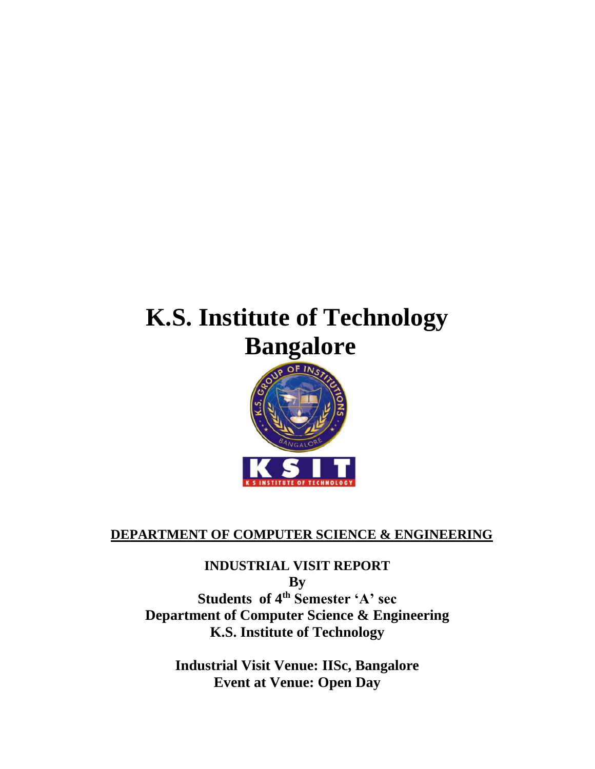# K.S. Institute of Technology Bangalore

**DEPARTMENT OF COMPUTER SCIENCE & ENGINEERING**

**INDUSTRIAL VISIT REPORT**

**By**

**Students of 4th Semester 'A' sec**

**Department of Computer Science & Engineering**

**K.S. Institute of Technology**

**Industrial Visit Venue: IISc, Bangalore**

**Event at Venue: Open Day**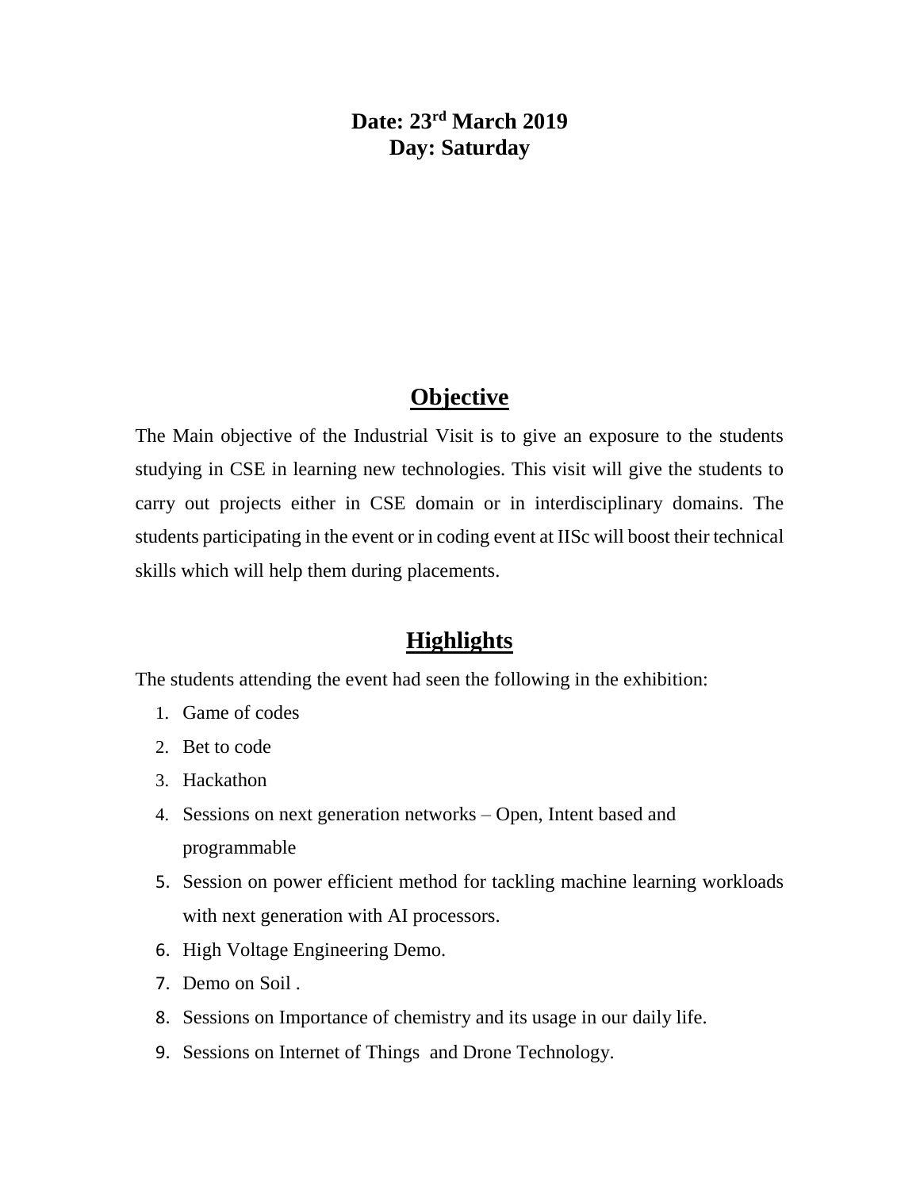**Date: 23rd March 2019**
**Day: Saturday**

## Objective

The Main objective of the Industrial Visit is to give an exposure to the students studying in CSE in learning new technologies. This visit will give the students to carry out projects either in CSE domain or in interdisciplinary domains. The students participating in the event or in coding event at IISc will boost their technical skills which will help them during placements.

## Highlights

The students attending the event had seen the following in the exhibition:

1. Game of codes
2. Bet to code
3. Hackathon
4. Sessions on next generation networks – Open, Intent based and programmable
5. Session on power efficient method for tackling machine learning workloads with next generation with AI processors.
6. High Voltage Engineering Demo.
7. Demo on Soil .
8. Sessions on Importance of chemistry and its usage in our daily life.
9. Sessions on Internet of Things and Drone Technology.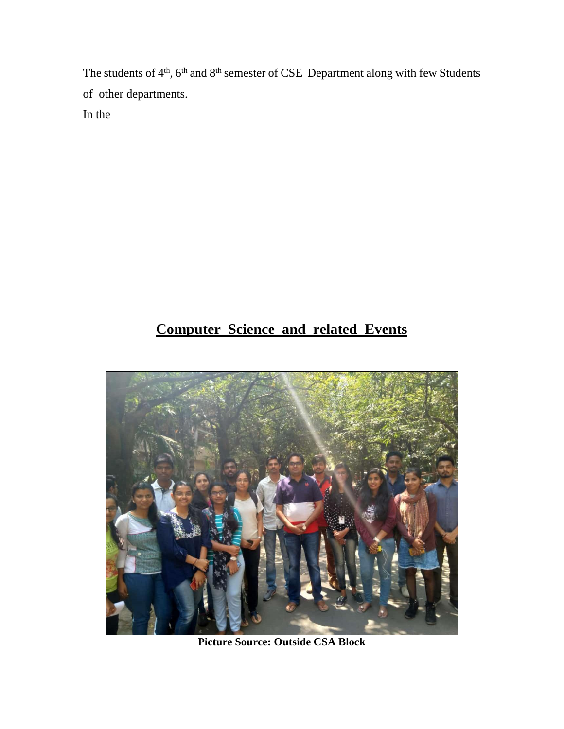The students of $4^{th}$, $6^{th}$ and $8^{th}$ semester of CSE Department along with few Students of other departments.

In the

## **Computer Science and related Events**

**Picture Source: Outside CSA Block**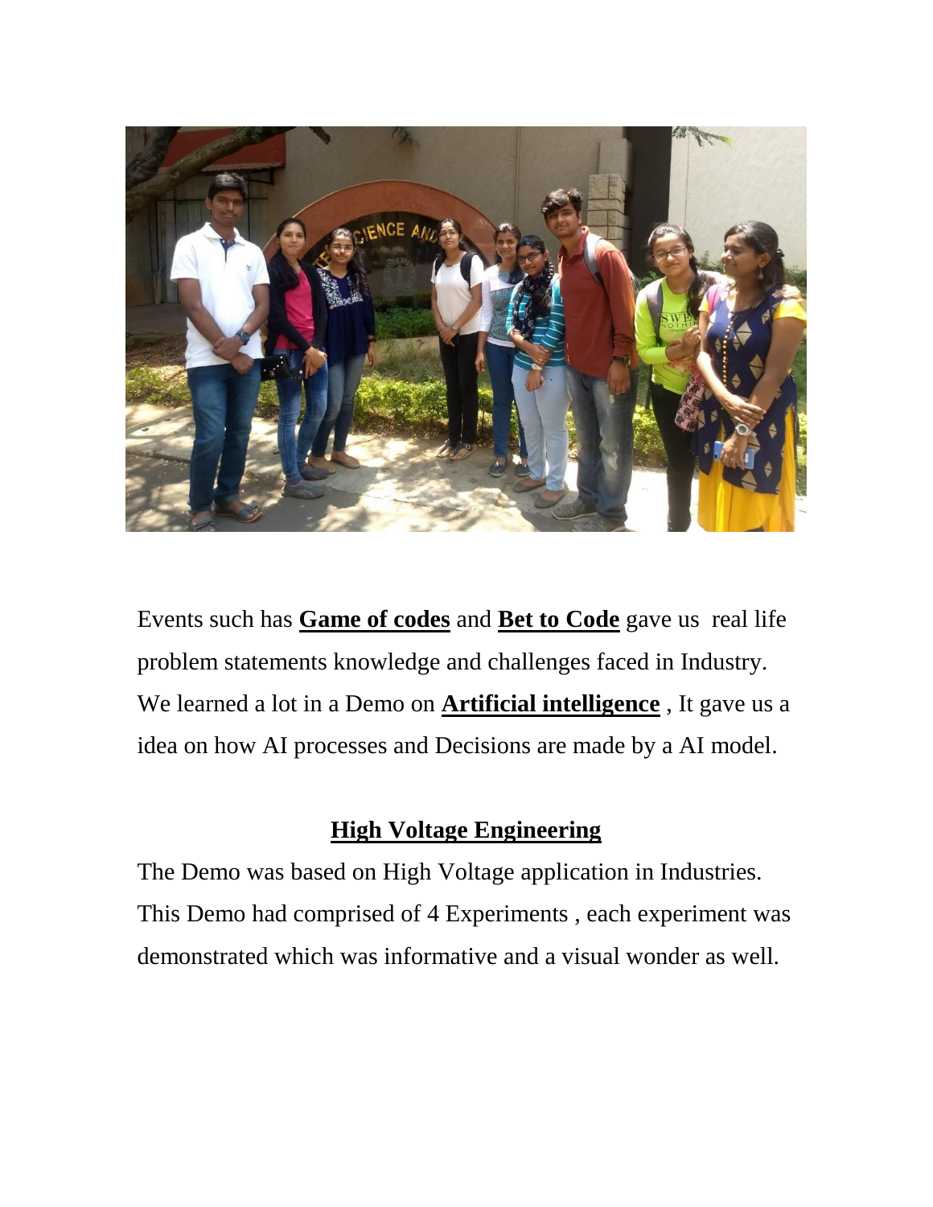Events such has **Game of codes** and **Bet to Code** gave us real life problem statements knowledge and challenges faced in Industry. We learned a lot in a Demo on **Artificial intelligence** , It gave us a idea on how AI processes and Decisions are made by a AI model.

## High Voltage Engineering

The Demo was based on High Voltage application in Industries. This Demo had comprised of 4 Experiments , each experiment was demonstrated which was informative and a visual wonder as well.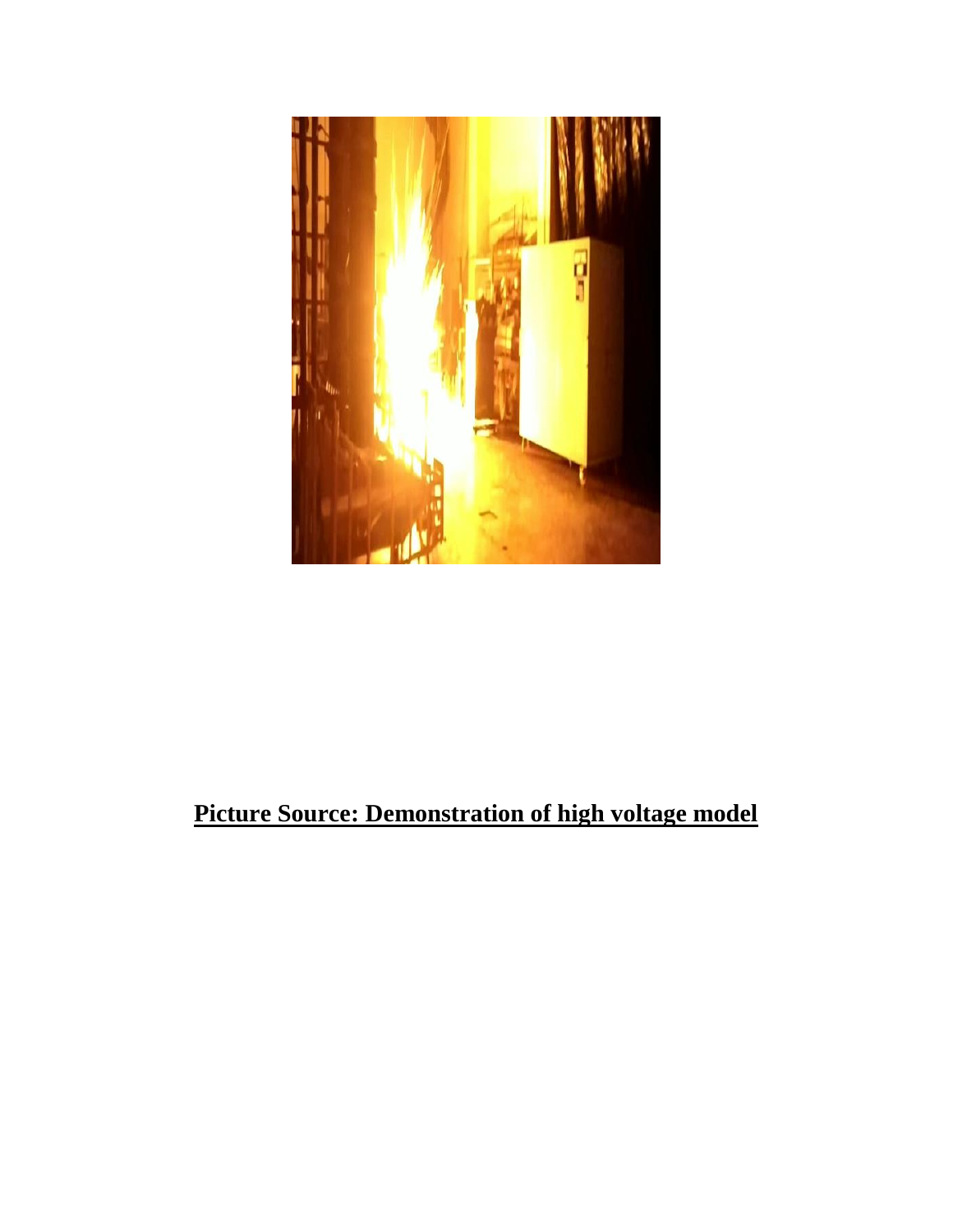**Picture Source: Demonstration of high voltage model**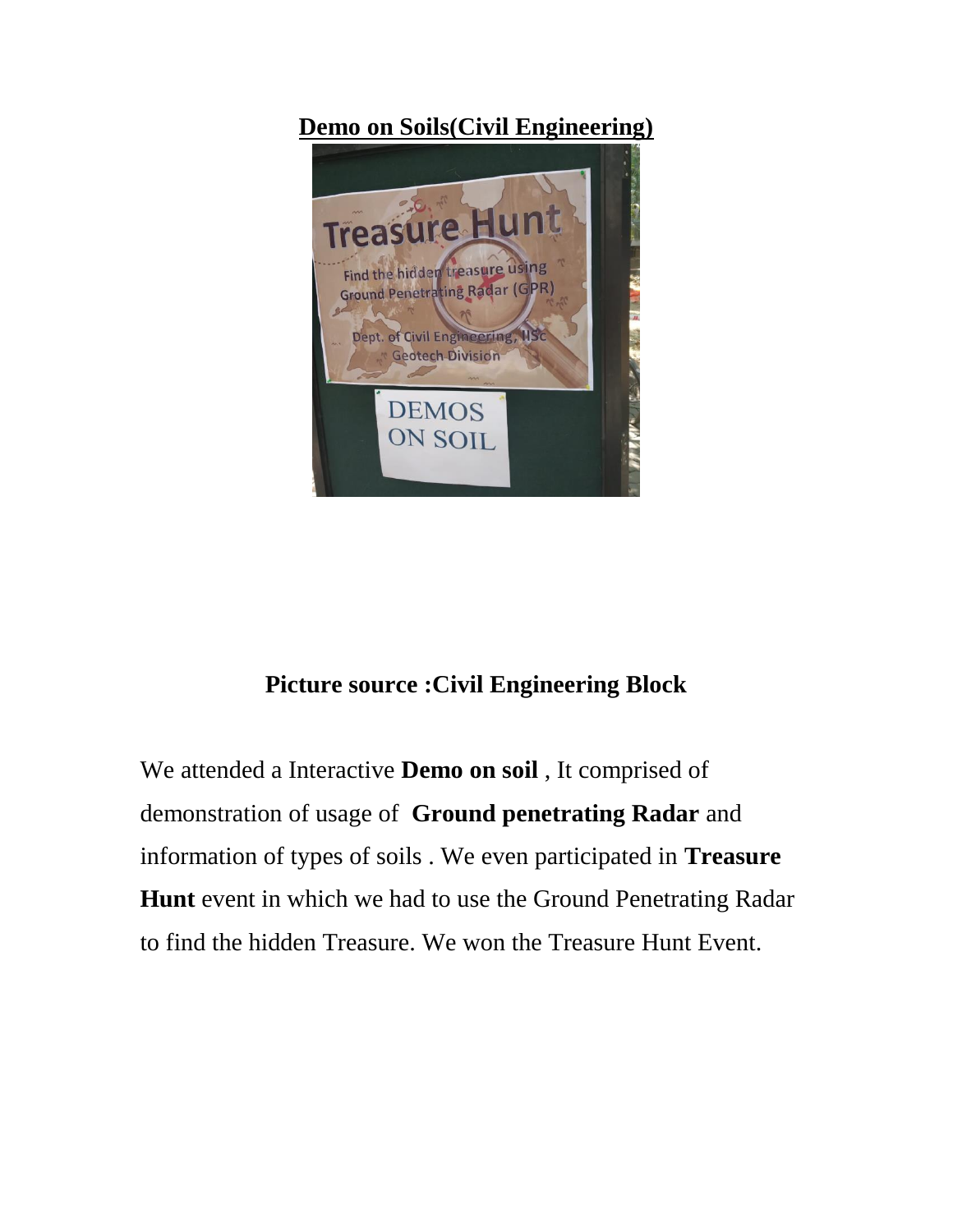## **Demo on Soils(Civil Engineering)**

**Picture source :Civil Engineering Block**

We attended a Interactive **Demo on soil** , It comprised of demonstration of usage of **Ground penetrating Radar** and information of types of soils . We even participated in **Treasure Hunt** event in which we had to use the Ground Penetrating Radar to find the hidden Treasure. We won the Treasure Hunt Event.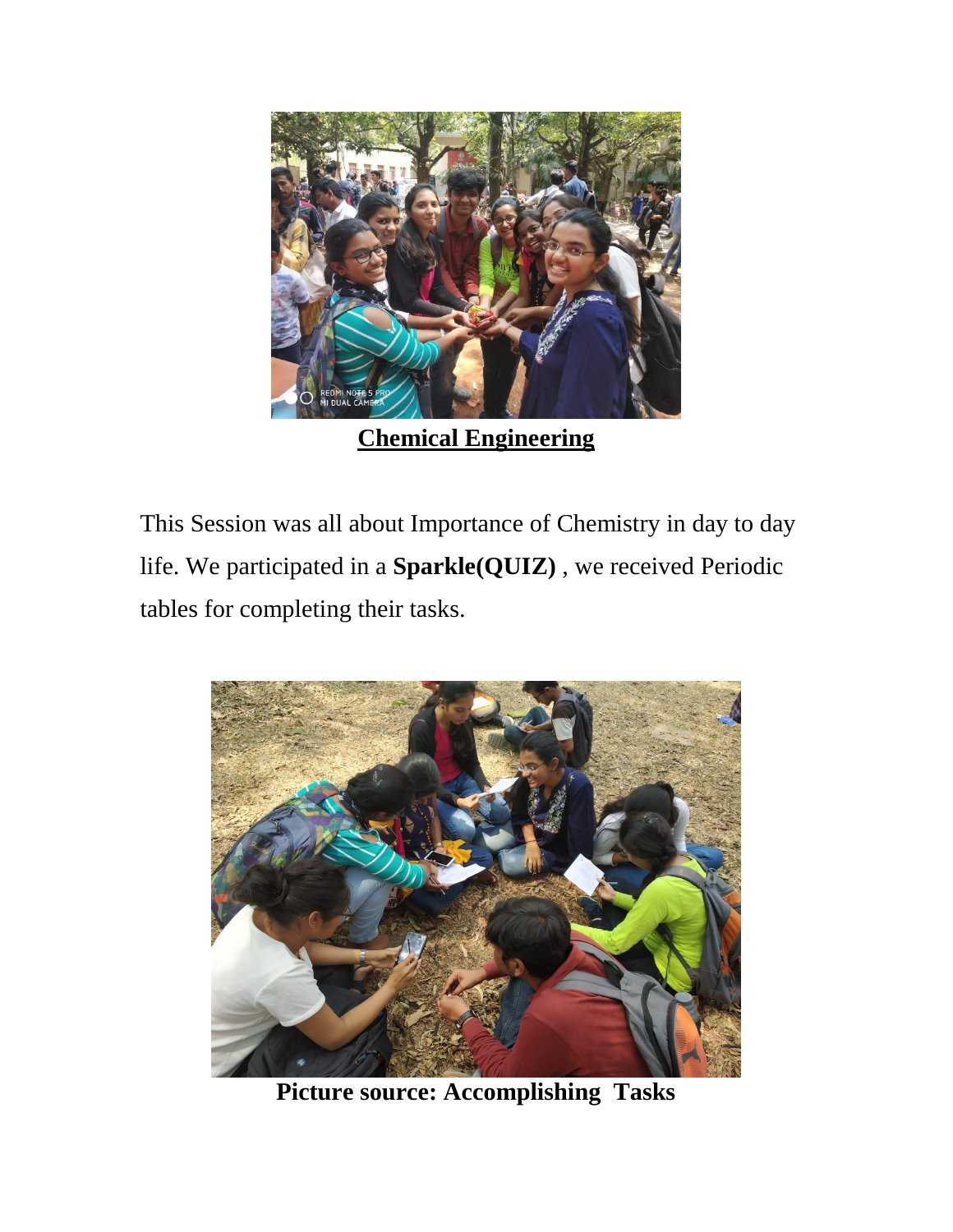**Chemical Engineering**

This Session was all about Importance of Chemistry in day to day life. We participated in a **Sparkle(QUIZ)** , we received Periodic tables for completing their tasks.

**Picture source: Accomplishing Tasks**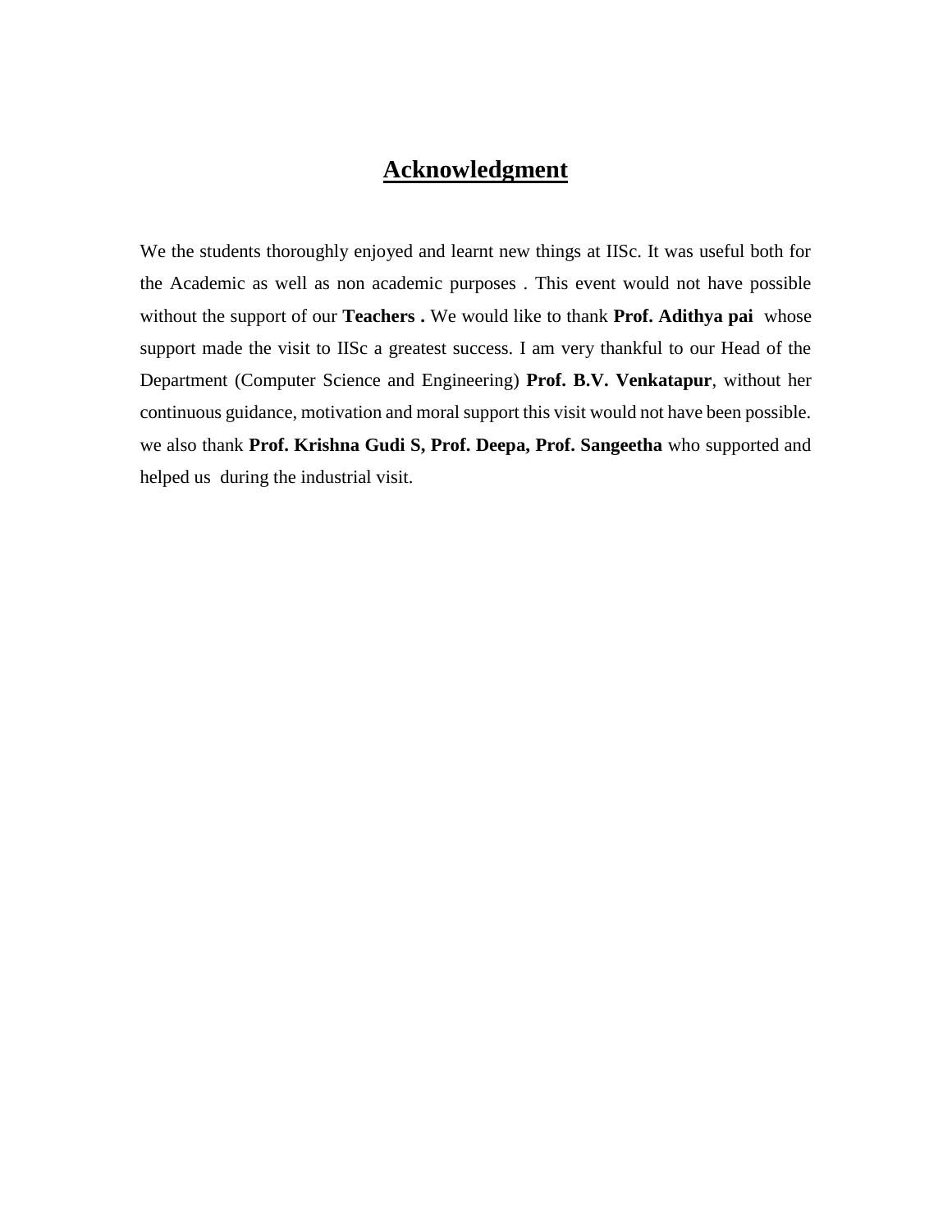# Acknowledgment

We the students thoroughly enjoyed and learnt new things at IISc. It was useful both for the Academic as well as non academic purposes . This event would not have possible without the support of our **Teachers .** We would like to thank **Prof. Adithya pai** whose support made the visit to IISc a greatest success. I am very thankful to our Head of the Department (Computer Science and Engineering) **Prof. B.V. Venkatapur**, without her continuous guidance, motivation and moral support this visit would not have been possible. we also thank **Prof. Krishna Gudi S, Prof. Deepa, Prof. Sangeetha** who supported and helped us during the industrial visit.